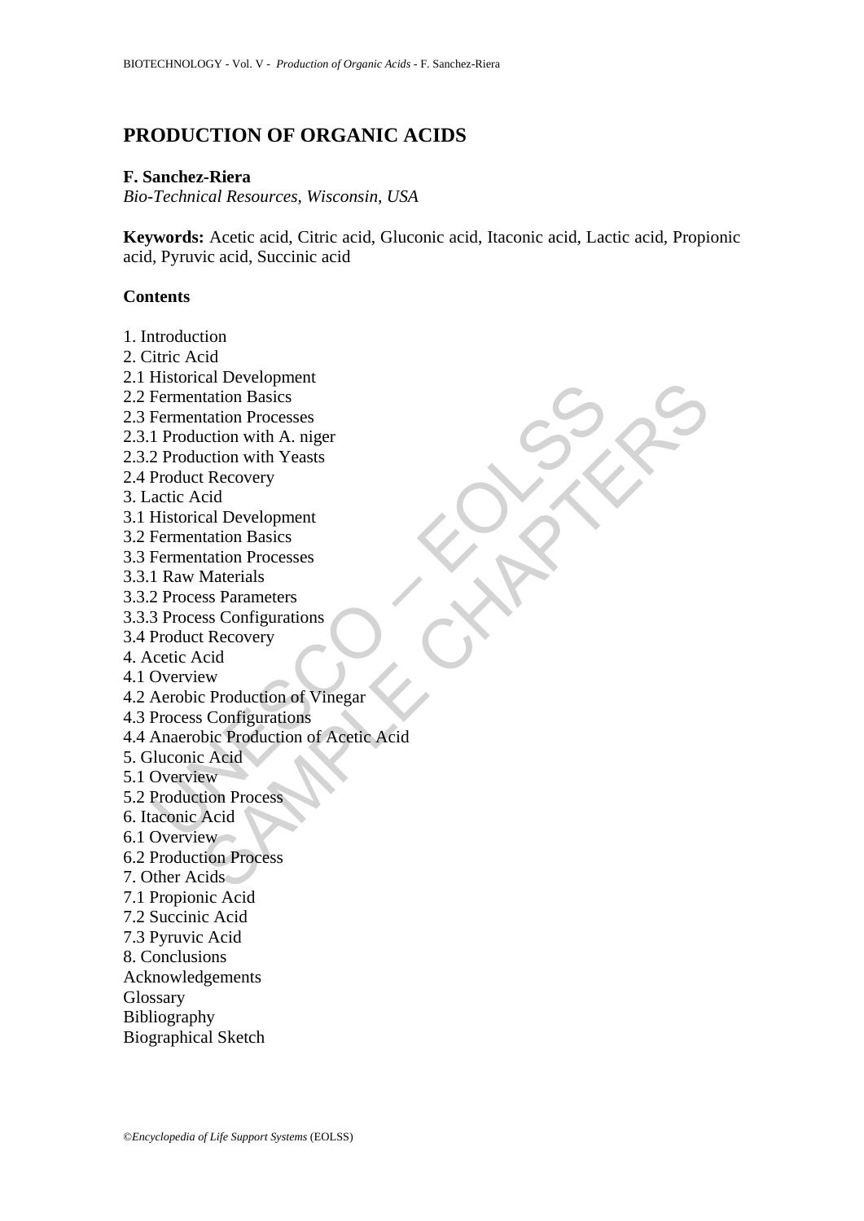# PRODUCTION OF ORGANIC ACIDS

**F. Sanchez-Riera**

*Bio-Technical Resources, Wisconsin, USA*

**Keywords:** Acetic acid, Citric acid, Gluconic acid, Itaconic acid, Lactic acid, Propionic acid, Pyruvic acid, Succinic acid

## Contents

1. Introduction
2. Citric Acid
2.1 Historical Development
2.2 Fermentation Basics
2.3 Fermentation Processes
2.3.1 Production with A. niger
2.3.2 Production with Yeasts
2.4 Product Recovery
3. Lactic Acid
3.1 Historical Development
3.2 Fermentation Basics
3.3 Fermentation Processes
3.3.1 Raw Materials
3.3.2 Process Parameters
3.3.3 Process Configurations
3.4 Product Recovery
4. Acetic Acid
4.1 Overview
4.2 Aerobic Production of Vinegar
4.3 Process Configurations
4.4 Anaerobic Production of Acetic Acid
5. Gluconic Acid
5.1 Overview
5.2 Production Process
6. Itaconic Acid
6.1 Overview
6.2 Production Process
7. Other Acids
7.1 Propionic Acid
7.2 Succinic Acid
7.3 Pyruvic Acid
8. Conclusions
Acknowledgements
Glossary
Bibliography
Biographical Sketch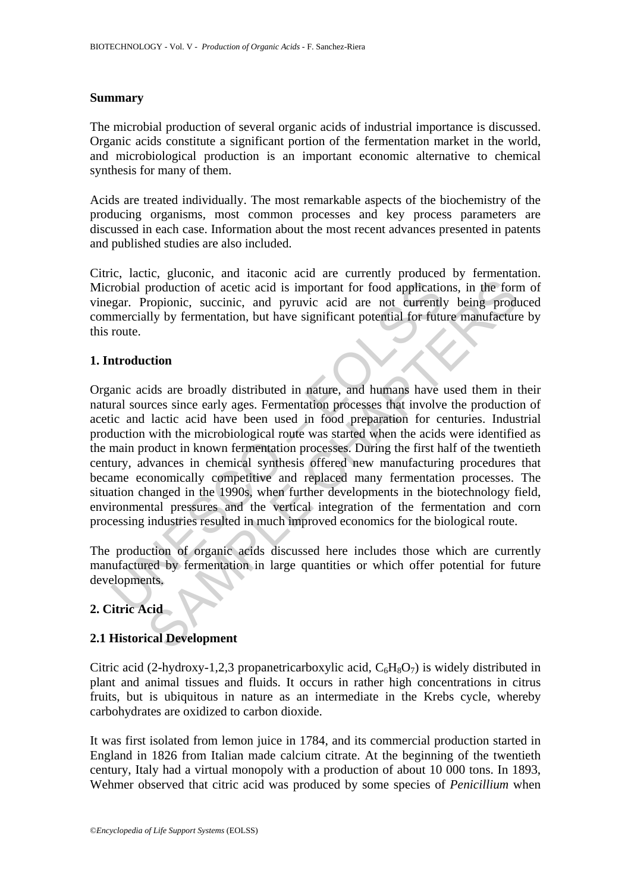## Summary

The microbial production of several organic acids of industrial importance is discussed. Organic acids constitute a significant portion of the fermentation market in the world, and microbiological production is an important economic alternative to chemical synthesis for many of them.

Acids are treated individually. The most remarkable aspects of the biochemistry of the producing organisms, most common processes and key process parameters are discussed in each case. Information about the most recent advances presented in patents and published studies are also included.

Citric, lactic, gluconic, and itaconic acid are currently produced by fermentation. Microbial production of acetic acid is important for food applications, in the form of vinegar. Propionic, succinic, and pyruvic acid are not currently being produced commercially by fermentation, but have significant potential for future manufacture by this route.

## 1. Introduction

Organic acids are broadly distributed in nature, and humans have used them in their natural sources since early ages. Fermentation processes that involve the production of acetic and lactic acid have been used in food preparation for centuries. Industrial production with the microbiological route was started when the acids were identified as the main product in known fermentation processes. During the first half of the twentieth century, advances in chemical synthesis offered new manufacturing procedures that became economically competitive and replaced many fermentation processes. The situation changed in the 1990s, when further developments in the biotechnology field, environmental pressures and the vertical integration of the fermentation and corn processing industries resulted in much improved economics for the biological route.

The production of organic acids discussed here includes those which are currently manufactured by fermentation in large quantities or which offer potential for future developments.

## 2. Citric Acid

### 2.1 Historical Development

Citric acid (2-hydroxy-1,2,3 propanetricarboxylic acid, $C_6H_8O_7$) is widely distributed in plant and animal tissues and fluids. It occurs in rather high concentrations in citrus fruits, but is ubiquitous in nature as an intermediate in the Krebs cycle, whereby carbohydrates are oxidized to carbon dioxide.

It was first isolated from lemon juice in 1784, and its commercial production started in England in 1826 from Italian made calcium citrate. At the beginning of the twentieth century, Italy had a virtual monopoly with a production of about 10 000 tons. In 1893, Wehmer observed that citric acid was produced by some species of *Penicillium* when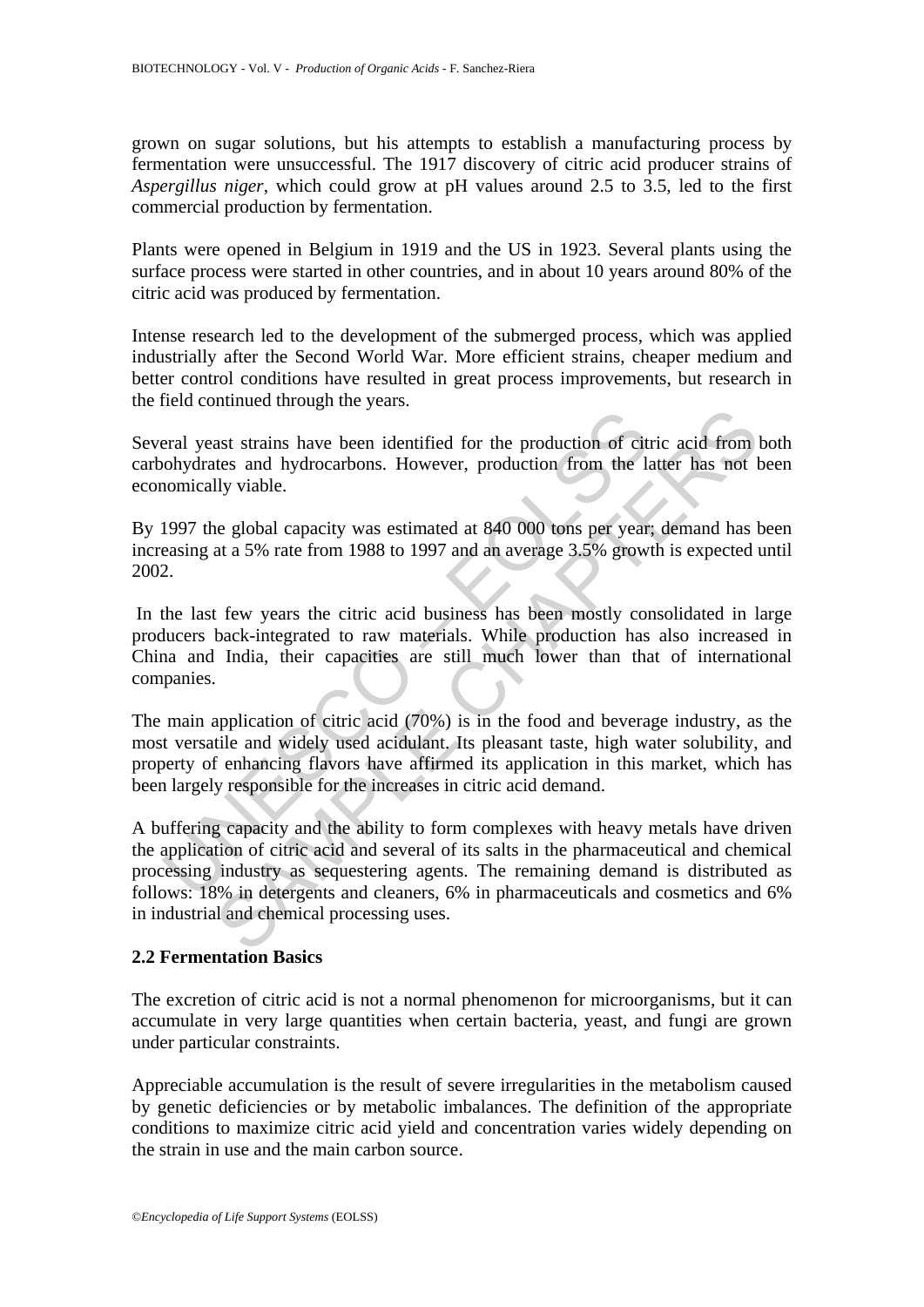grown on sugar solutions, but his attempts to establish a manufacturing process by fermentation were unsuccessful. The 1917 discovery of citric acid producer strains of *Aspergillus niger*, which could grow at pH values around 2.5 to 3.5, led to the first commercial production by fermentation.

Plants were opened in Belgium in 1919 and the US in 1923. Several plants using the surface process were started in other countries, and in about 10 years around 80% of the citric acid was produced by fermentation.

Intense research led to the development of the submerged process, which was applied industrially after the Second World War. More efficient strains, cheaper medium and better control conditions have resulted in great process improvements, but research in the field continued through the years.

Several yeast strains have been identified for the production of citric acid from both carbohydrates and hydrocarbons. However, production from the latter has not been economically viable.

By 1997 the global capacity was estimated at 840 000 tons per year; demand has been increasing at a 5% rate from 1988 to 1997 and an average 3.5% growth is expected until 2002.

In the last few years the citric acid business has been mostly consolidated in large producers back-integrated to raw materials. While production has also increased in China and India, their capacities are still much lower than that of international companies.

The main application of citric acid (70%) is in the food and beverage industry, as the most versatile and widely used acidulant. Its pleasant taste, high water solubility, and property of enhancing flavors have affirmed its application in this market, which has been largely responsible for the increases in citric acid demand.

A buffering capacity and the ability to form complexes with heavy metals have driven the application of citric acid and several of its salts in the pharmaceutical and chemical processing industry as sequestering agents. The remaining demand is distributed as follows: 18% in detergents and cleaners, 6% in pharmaceuticals and cosmetics and 6% in industrial and chemical processing uses.

### 2.2 Fermentation Basics

The excretion of citric acid is not a normal phenomenon for microorganisms, but it can accumulate in very large quantities when certain bacteria, yeast, and fungi are grown under particular constraints.

Appreciable accumulation is the result of severe irregularities in the metabolism caused by genetic deficiencies or by metabolic imbalances. The definition of the appropriate conditions to maximize citric acid yield and concentration varies widely depending on the strain in use and the main carbon source.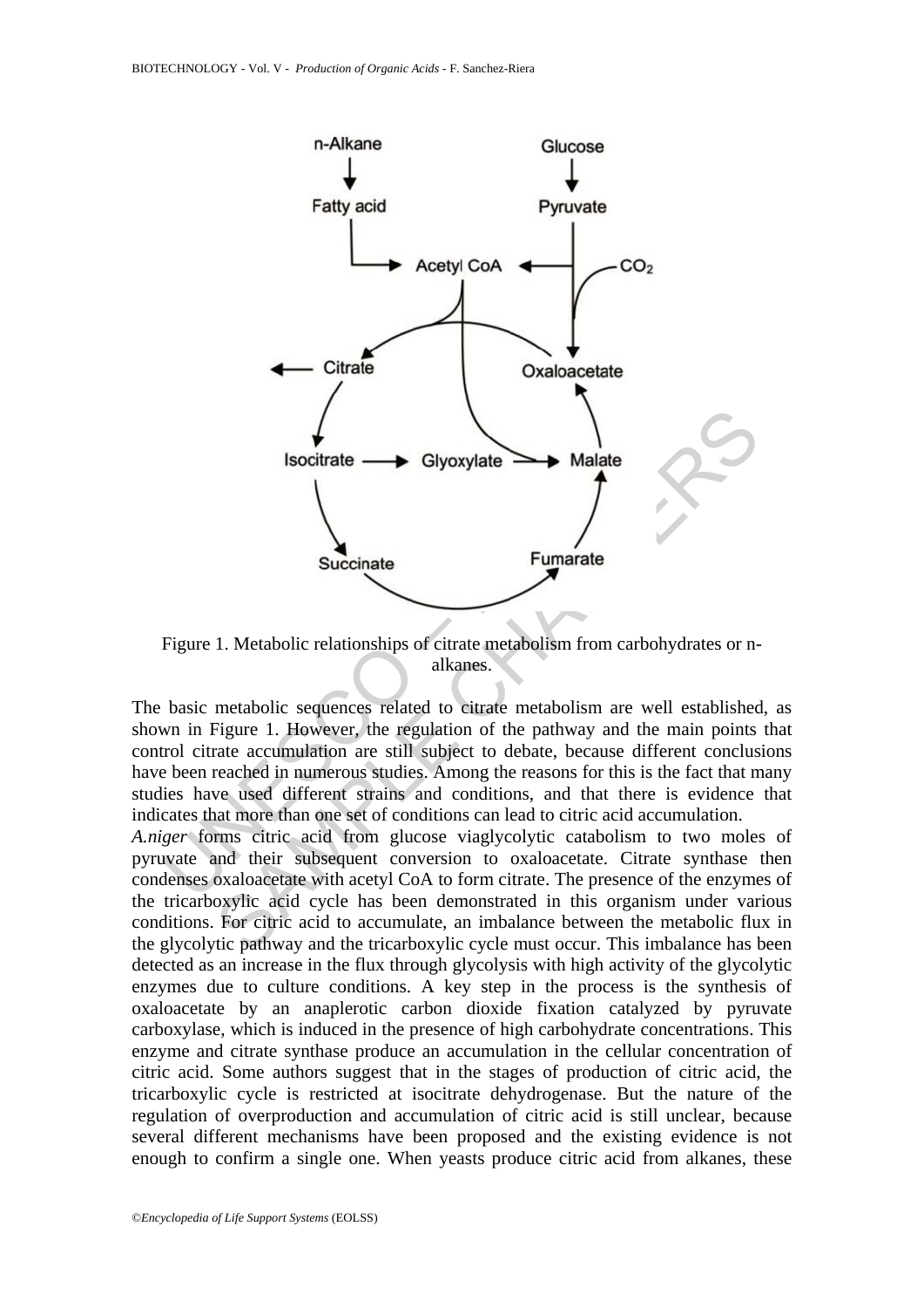Figure 1. Metabolic relationships of citrate metabolism from carbohydrates or n-alkanes.

The basic metabolic sequences related to citrate metabolism are well established, as shown in Figure 1. However, the regulation of the pathway and the main points that control citrate accumulation are still subject to debate, because different conclusions have been reached in numerous studies. Among the reasons for this is the fact that many studies have used different strains and conditions, and that there is evidence that indicates that more than one set of conditions can lead to citric acid accumulation.

*A.niger* forms citric acid from glucose viaglycolytic catabolism to two moles of pyruvate and their subsequent conversion to oxaloacetate. Citrate synthase then condenses oxaloacetate with acetyl CoA to form citrate. The presence of the enzymes of the tricarboxylic acid cycle has been demonstrated in this organism under various conditions. For citric acid to accumulate, an imbalance between the metabolic flux in the glycolytic pathway and the tricarboxylic cycle must occur. This imbalance has been detected as an increase in the flux through glycolysis with high activity of the glycolytic enzymes due to culture conditions. A key step in the process is the synthesis of oxaloacetate by an anaplerotic carbon dioxide fixation catalyzed by pyruvate carboxylase, which is induced in the presence of high carbohydrate concentrations. This enzyme and citrate synthase produce an accumulation in the cellular concentration of citric acid. Some authors suggest that in the stages of production of citric acid, the tricarboxylic cycle is restricted at isocitrate dehydrogenase. But the nature of the regulation of overproduction and accumulation of citric acid is still unclear, because several different mechanisms have been proposed and the existing evidence is not enough to confirm a single one. When yeasts produce citric acid from alkanes, these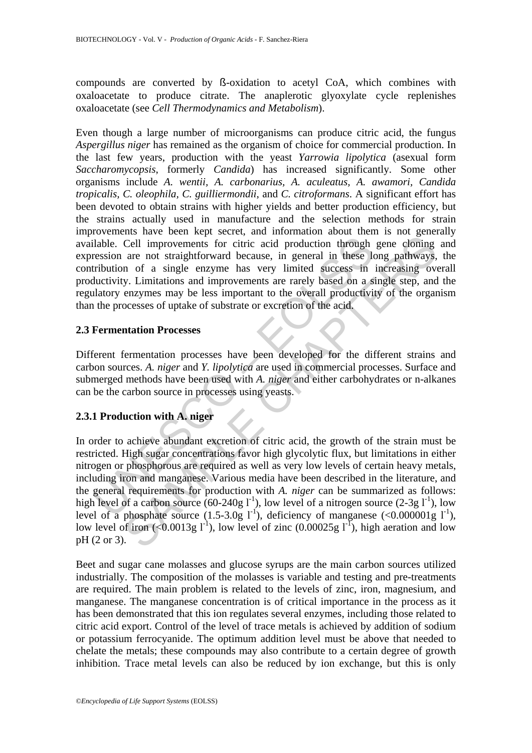compounds are converted by ß-oxidation to acetyl CoA, which combines with oxaloacetate to produce citrate. The anaplerotic glyoxylate cycle replenishes oxaloacetate (see *Cell Thermodynamics and Metabolism*).

Even though a large number of microorganisms can produce citric acid, the fungus *Aspergillus niger* has remained as the organism of choice for commercial production. In the last few years, production with the yeast *Yarrowia lipolytica* (asexual form *Saccharomycopsis*, formerly *Candida*) has increased significantly. Some other organisms include *A. wentii, A. carbonarius, A. aculeatus, A. awamori, Candida tropicalis, C. oleophila, C. guilliermondii*, and *C. citroformans*. A significant effort has been devoted to obtain strains with higher yields and better production efficiency, but the strains actually used in manufacture and the selection methods for strain improvements have been kept secret, and information about them is not generally available. Cell improvements for citric acid production through gene cloning and expression are not straightforward because, in general in these long pathways, the contribution of a single enzyme has very limited success in increasing overall productivity. Limitations and improvements are rarely based on a single step, and the regulatory enzymes may be less important to the overall productivity of the organism than the processes of uptake of substrate or excretion of the acid.

### 2.3 Fermentation Processes

Different fermentation processes have been developed for the different strains and carbon sources. *A. niger* and *Y. lipolytica* are used in commercial processes. Surface and submerged methods have been used with *A. niger* and either carbohydrates or n-alkanes can be the carbon source in processes using yeasts.

#### 2.3.1 Production with A. niger

In order to achieve abundant excretion of citric acid, the growth of the strain must be restricted. High sugar concentrations favor high glycolytic flux, but limitations in either nitrogen or phosphorous are required as well as very low levels of certain heavy metals, including iron and manganese. Various media have been described in the literature, and the general requirements for production with *A. niger* can be summarized as follows: high level of a carbon source (60-240g $l^{-1}$), low level of a nitrogen source (2-3g $l^{-1}$), low level of a phosphate source (1.5-3.0g $l^{-1}$), deficiency of manganese (<0.000001g $l^{-1}$), low level of iron (<0.0013g $l^{-1}$), low level of zinc (0.00025g $l^{-1}$), high aeration and low pH (2 or 3).

Beet and sugar cane molasses and glucose syrups are the main carbon sources utilized industrially. The composition of the molasses is variable and testing and pre-treatments are required. The main problem is related to the levels of zinc, iron, magnesium, and manganese. The manganese concentration is of critical importance in the process as it has been demonstrated that this ion regulates several enzymes, including those related to citric acid export. Control of the level of trace metals is achieved by addition of sodium or potassium ferrocyanide. The optimum addition level must be above that needed to chelate the metals; these compounds may also contribute to a certain degree of growth inhibition. Trace metal levels can also be reduced by ion exchange, but this is only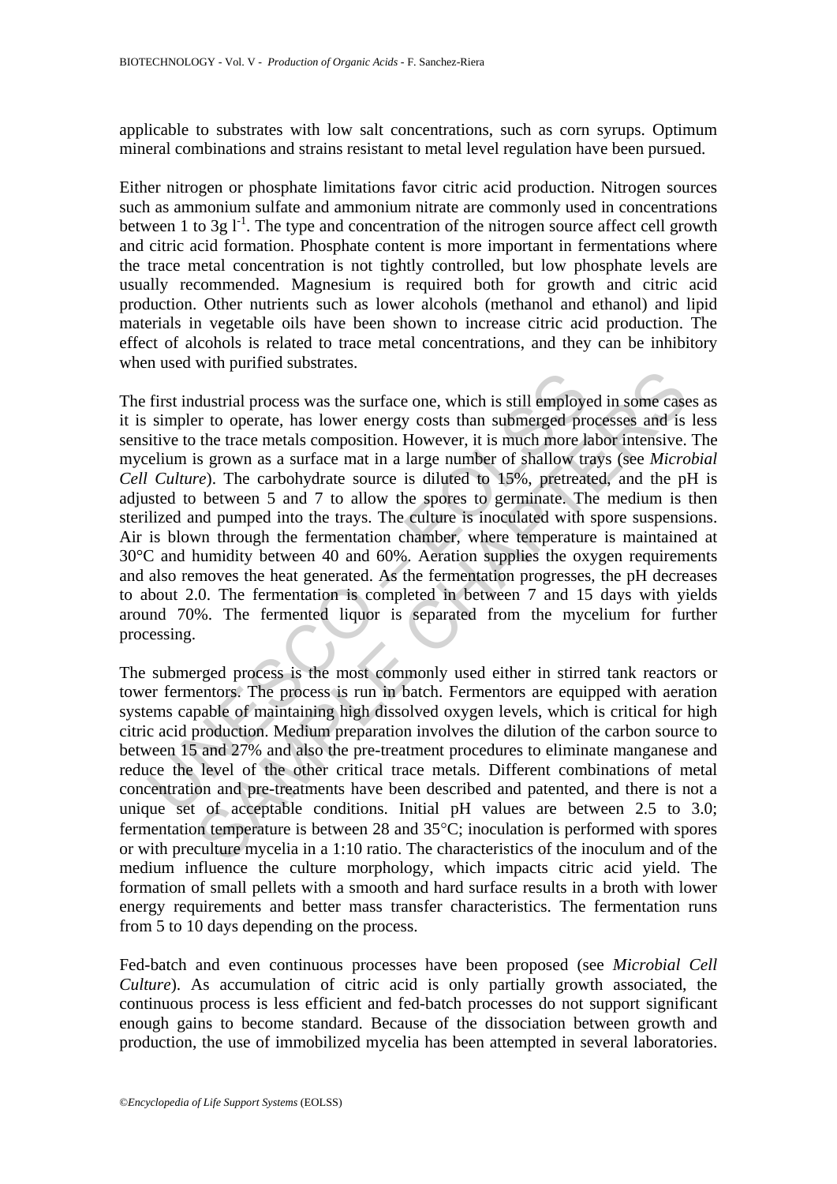applicable to substrates with low salt concentrations, such as corn syrups. Optimum mineral combinations and strains resistant to metal level regulation have been pursued.

Either nitrogen or phosphate limitations favor citric acid production. Nitrogen sources such as ammonium sulfate and ammonium nitrate are commonly used in concentrations between 1 to 3g $l^{-1}$. The type and concentration of the nitrogen source affect cell growth and citric acid formation. Phosphate content is more important in fermentations where the trace metal concentration is not tightly controlled, but low phosphate levels are usually recommended. Magnesium is required both for growth and citric acid production. Other nutrients such as lower alcohols (methanol and ethanol) and lipid materials in vegetable oils have been shown to increase citric acid production. The effect of alcohols is related to trace metal concentrations, and they can be inhibitory when used with purified substrates.

The first industrial process was the surface one, which is still employed in some cases as it is simpler to operate, has lower energy costs than submerged processes and is less sensitive to the trace metals composition. However, it is much more labor intensive. The mycelium is grown as a surface mat in a large number of shallow trays (see *Microbial Cell Culture*). The carbohydrate source is diluted to 15%, pretreated, and the pH is adjusted to between 5 and 7 to allow the spores to germinate. The medium is then sterilized and pumped into the trays. The culture is inoculated with spore suspensions. Air is blown through the fermentation chamber, where temperature is maintained at 30°C and humidity between 40 and 60%. Aeration supplies the oxygen requirements and also removes the heat generated. As the fermentation progresses, the pH decreases to about 2.0. The fermentation is completed in between 7 and 15 days with yields around 70%. The fermented liquor is separated from the mycelium for further processing.

The submerged process is the most commonly used either in stirred tank reactors or tower fermentors. The process is run in batch. Fermentors are equipped with aeration systems capable of maintaining high dissolved oxygen levels, which is critical for high citric acid production. Medium preparation involves the dilution of the carbon source to between 15 and 27% and also the pre-treatment procedures to eliminate manganese and reduce the level of the other critical trace metals. Different combinations of metal concentration and pre-treatments have been described and patented, and there is not a unique set of acceptable conditions. Initial pH values are between 2.5 to 3.0; fermentation temperature is between 28 and 35°C; inoculation is performed with spores or with preculture mycelia in a 1:10 ratio. The characteristics of the inoculum and of the medium influence the culture morphology, which impacts citric acid yield. The formation of small pellets with a smooth and hard surface results in a broth with lower energy requirements and better mass transfer characteristics. The fermentation runs from 5 to 10 days depending on the process.

Fed-batch and even continuous processes have been proposed (see *Microbial Cell Culture*). As accumulation of citric acid is only partially growth associated, the continuous process is less efficient and fed-batch processes do not support significant enough gains to become standard. Because of the dissociation between growth and production, the use of immobilized mycelia has been attempted in several laboratories.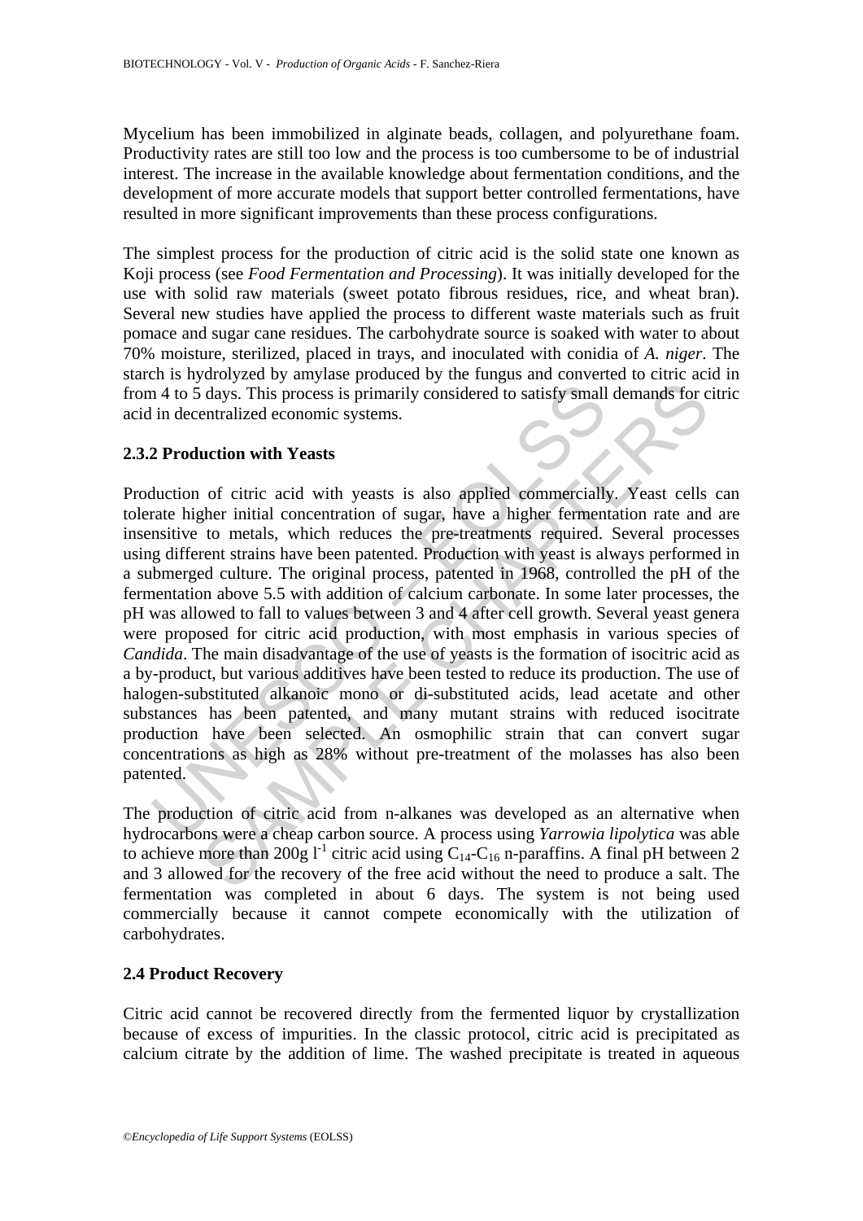Mycelium has been immobilized in alginate beads, collagen, and polyurethane foam. Productivity rates are still too low and the process is too cumbersome to be of industrial interest. The increase in the available knowledge about fermentation conditions, and the development of more accurate models that support better controlled fermentations, have resulted in more significant improvements than these process configurations.

The simplest process for the production of citric acid is the solid state one known as Koji process (see *Food Fermentation and Processing*). It was initially developed for the use with solid raw materials (sweet potato fibrous residues, rice, and wheat bran). Several new studies have applied the process to different waste materials such as fruit pomace and sugar cane residues. The carbohydrate source is soaked with water to about 70% moisture, sterilized, placed in trays, and inoculated with conidia of *A. niger*. The starch is hydrolyzed by amylase produced by the fungus and converted to citric acid in from 4 to 5 days. This process is primarily considered to satisfy small demands for citric acid in decentralized economic systems.

### 2.3.2 Production with Yeasts

Production of citric acid with yeasts is also applied commercially. Yeast cells can tolerate higher initial concentration of sugar, have a higher fermentation rate and are insensitive to metals, which reduces the pre-treatments required. Several processes using different strains have been patented. Production with yeast is always performed in a submerged culture. The original process, patented in 1968, controlled the pH of the fermentation above 5.5 with addition of calcium carbonate. In some later processes, the pH was allowed to fall to values between 3 and 4 after cell growth. Several yeast genera were proposed for citric acid production, with most emphasis in various species of *Candida*. The main disadvantage of the use of yeasts is the formation of isocitric acid as a by-product, but various additives have been tested to reduce its production. The use of halogen-substituted alkanoic mono or di-substituted acids, lead acetate and other substances has been patented, and many mutant strains with reduced isocitrate production have been selected. An osmophilic strain that can convert sugar concentrations as high as 28% without pre-treatment of the molasses has also been patented.

The production of citric acid from n-alkanes was developed as an alternative when hydrocarbons were a cheap carbon source. A process using *Yarrowia lipolytica* was able to achieve more than 200g $l^{-1}$ citric acid using $C_{14}$-$C_{16}$ n-paraffins. A final pH between 2 and 3 allowed for the recovery of the free acid without the need to produce a salt. The fermentation was completed in about 6 days. The system is not being used commercially because it cannot compete economically with the utilization of carbohydrates.

## 2.4 Product Recovery

Citric acid cannot be recovered directly from the fermented liquor by crystallization because of excess of impurities. In the classic protocol, citric acid is precipitated as calcium citrate by the addition of lime. The washed precipitate is treated in aqueous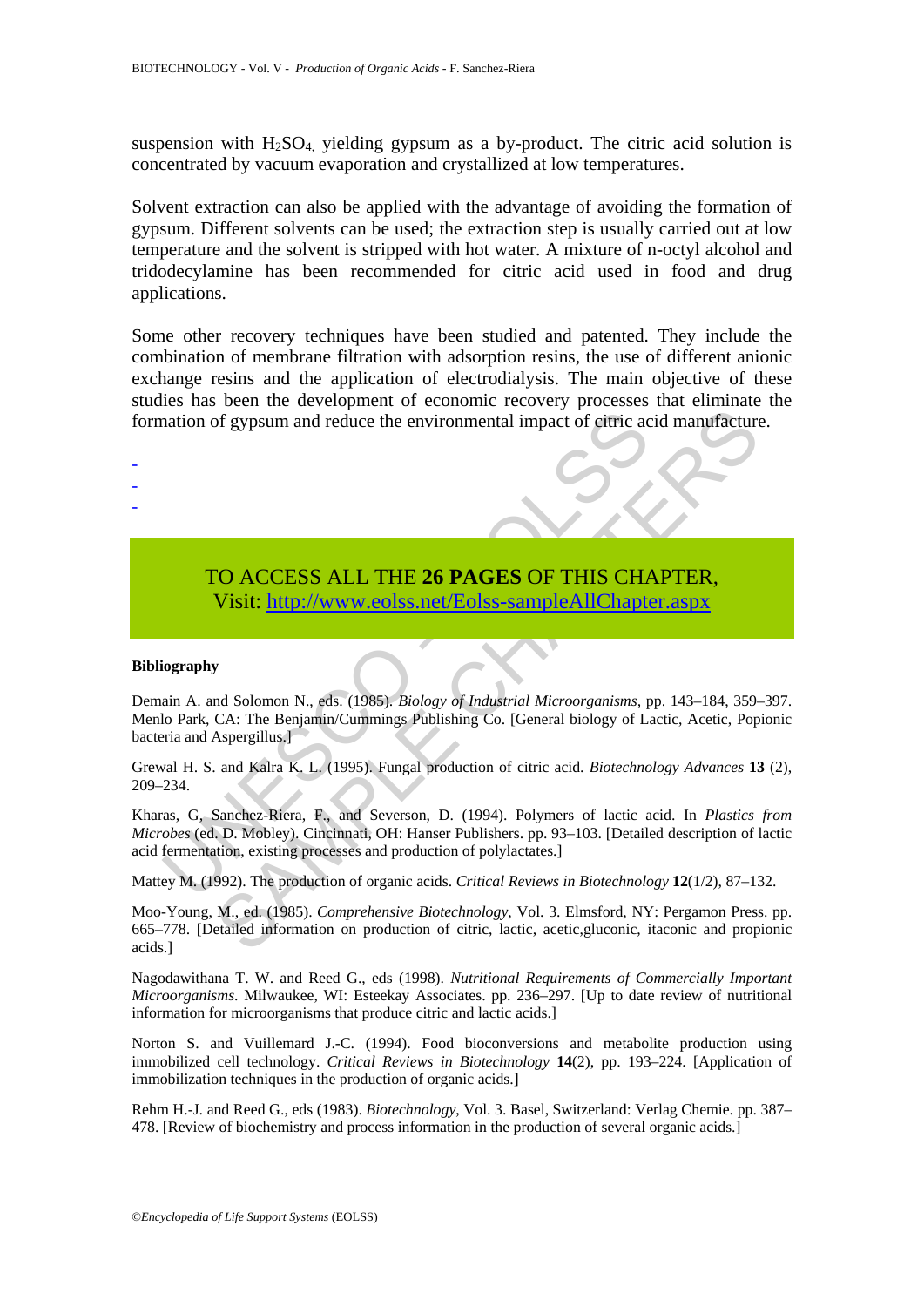suspension with $H_2SO_4$, yielding gypsum as a by-product. The citric acid solution is concentrated by vacuum evaporation and crystallized at low temperatures.

Solvent extraction can also be applied with the advantage of avoiding the formation of gypsum. Different solvents can be used; the extraction step is usually carried out at low temperature and the solvent is stripped with hot water. A mixture of n-octyl alcohol and tridodecylamine has been recommended for citric acid used in food and drug applications.

Some other recovery techniques have been studied and patented. They include the combination of membrane filtration with adsorption resins, the use of different anionic exchange resins and the application of electrodialysis. The main objective of these studies has been the development of economic recovery processes that eliminate the formation of gypsum and reduce the environmental impact of citric acid manufacture.

-
-
-

TO ACCESS ALL THE **26 PAGES** OF THIS CHAPTER,
Visit: http://www.eolss.net/Eolss-sampleAllChapter.aspx

**Bibliography**

Demain A. and Solomon N., eds. (1985). *Biology of Industrial Microorganisms*, pp. 143–184, 359–397. Menlo Park, CA: The Benjamin/Cummings Publishing Co. [General biology of Lactic, Acetic, Popionic bacteria and Aspergillus.]

Grewal H. S. and Kalra K. L. (1995). Fungal production of citric acid. *Biotechnology Advances* **13** (2), 209–234.

Kharas, G, Sanchez-Riera, F., and Severson, D. (1994). Polymers of lactic acid. In *Plastics from Microbes* (ed. D. Mobley). Cincinnati, OH: Hanser Publishers. pp. 93–103. [Detailed description of lactic acid fermentation, existing processes and production of polylactates.]

Mattey M. (1992). The production of organic acids. *Critical Reviews in Biotechnology* **12**(1/2), 87–132.

Moo-Young, M., ed. (1985). *Comprehensive Biotechnology*, Vol. 3. Elmsford, NY: Pergamon Press. pp. 665–778. [Detailed information on production of citric, lactic, acetic,gluconic, itaconic and propionic acids.]

Nagodawithana T. W. and Reed G., eds (1998). *Nutritional Requirements of Commercially Important Microorganisms.* Milwaukee, WI: Esteekay Associates. pp. 236–297. [Up to date review of nutritional information for microorganisms that produce citric and lactic acids.]

Norton S. and Vuillemard J.-C. (1994). Food bioconversions and metabolite production using immobilized cell technology. *Critical Reviews in Biotechnology* **14**(2), pp. 193–224. [Application of immobilization techniques in the production of organic acids.]

Rehm H.-J. and Reed G., eds (1983). *Biotechnology*, Vol. 3. Basel, Switzerland: Verlag Chemie. pp. 387–478. [Review of biochemistry and process information in the production of several organic acids.]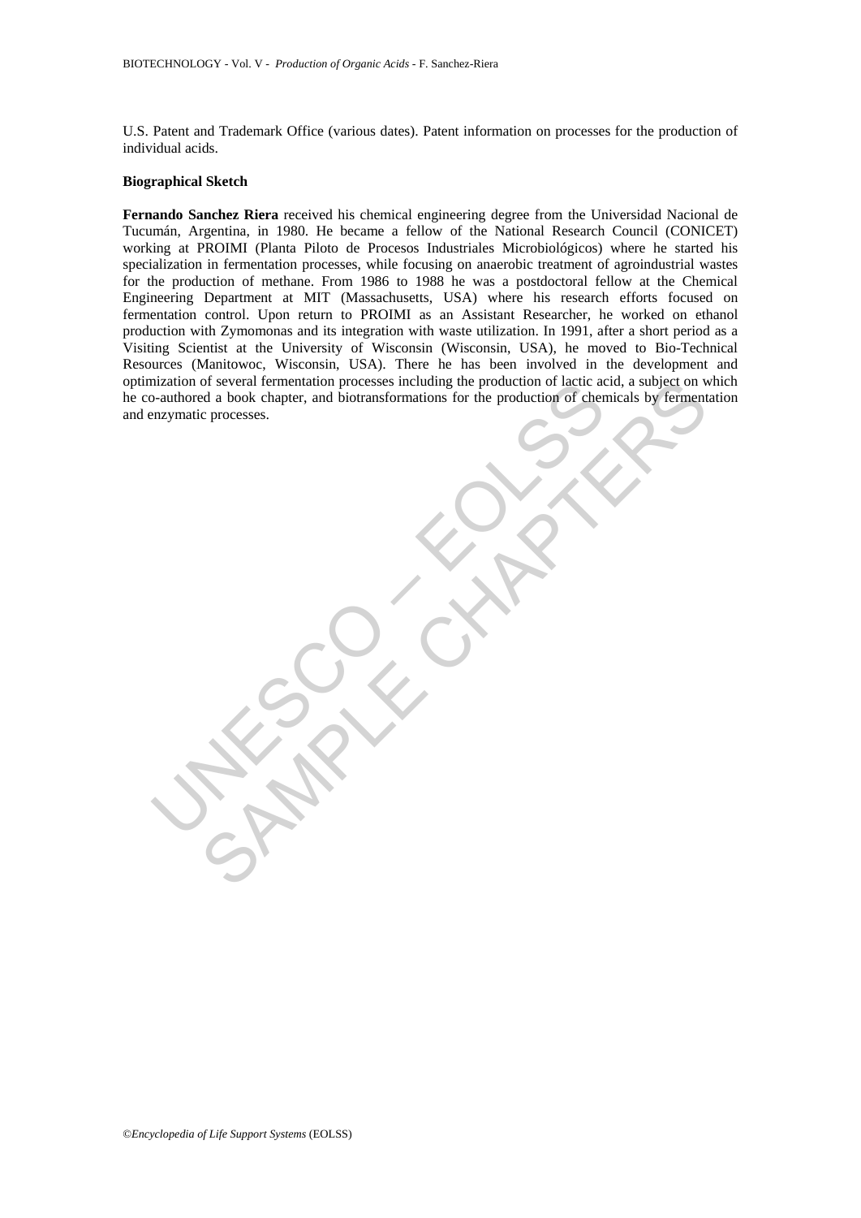U.S. Patent and Trademark Office (various dates). Patent information on processes for the production of individual acids.

**Biographical Sketch**

**Fernando Sanchez Riera** received his chemical engineering degree from the Universidad Nacional de Tucumán, Argentina, in 1980. He became a fellow of the National Research Council (CONICET) working at PROIMI (Planta Piloto de Procesos Industriales Microbiológicos) where he started his specialization in fermentation processes, while focusing on anaerobic treatment of agroindustrial wastes for the production of methane. From 1986 to 1988 he was a postdoctoral fellow at the Chemical Engineering Department at MIT (Massachusetts, USA) where his research efforts focused on fermentation control. Upon return to PROIMI as an Assistant Researcher, he worked on ethanol production with Zymomonas and its integration with waste utilization. In 1991, after a short period as a Visiting Scientist at the University of Wisconsin (Wisconsin, USA), he moved to Bio-Technical Resources (Manitowoc, Wisconsin, USA). There he has been involved in the development and optimization of several fermentation processes including the production of lactic acid, a subject on which he co-authored a book chapter, and biotransformations for the production of chemicals by fermentation and enzymatic processes.